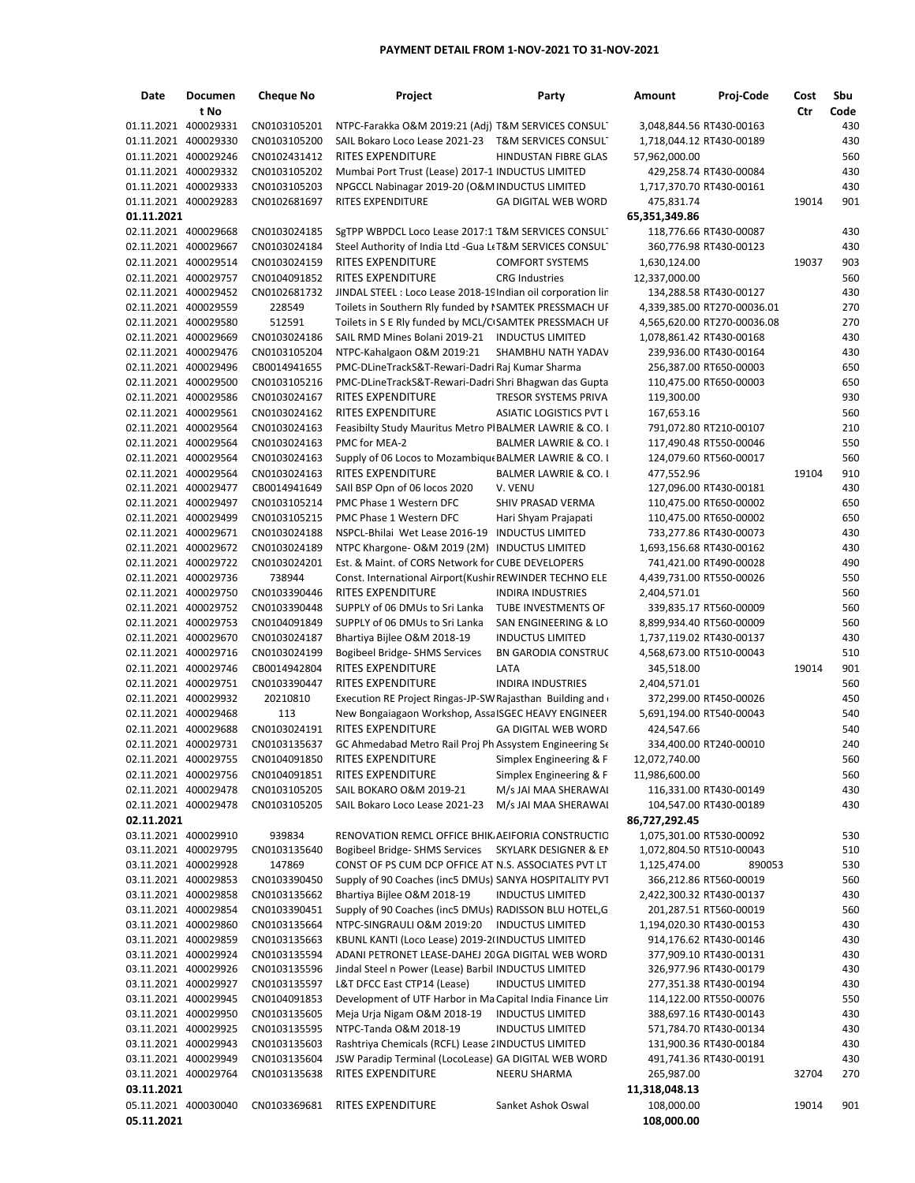# PAYMENT DETAIL FROM 1-NOV-2021 TO 31-NOV-2021

| Date | Document No | Cheque No | Project | Party | Amount | Proj-Code | Cost Ctr | Sbu Code |
|---|---|---|---|---|---|---|---|---|
| 01.11.2021 | 400029331 | CN0103105201 | NTPC-Farakka O&M 2019:21 (Adj) | T&M SERVICES CONSUL' | 3,048,844.56 | RT430-00163 | | 430 |
| 01.11.2021 | 400029330 | CN0103105200 | SAIL Bokaro Loco Lease 2021-23 | T&M SERVICES CONSUL' | 1,718,044.12 | RT430-00189 | | 430 |
| 01.11.2021 | 400029246 | CN0102431412 | RITES EXPENDITURE | HINDUSTAN FIBRE GLAS | 57,962,000.00 | | | 560 |
| 01.11.2021 | 400029332 | CN0103105202 | Mumbai Port Trust (Lease) 2017-1 | INDUCTUS LIMITED | 429,258.74 | RT430-00084 | | 430 |
| 01.11.2021 | 400029333 | CN0103105203 | NPGCCL Nabinagar 2019-20 (O&M | INDUCTUS LIMITED | 1,717,370.70 | RT430-00161 | | 430 |
| 01.11.2021 | 400029283 | CN0102681697 | RITES EXPENDITURE | GA DIGITAL WEB WORD | 475,831.74 | | 19014 | 901 |
| **01.11.2021** | | | | | **65,351,349.86** | | | |
| 02.11.2021 | 400029668 | CN0103024185 | SgTPP WBPDCL Loco Lease 2017:1 | T&M SERVICES CONSUL' | 118,776.66 | RT430-00087 | | 430 |
| 02.11.2021 | 400029667 | CN0103024184 | Steel Authority of India Ltd -Gua Le | T&M SERVICES CONSUL' | 360,776.98 | RT430-00123 | | 430 |
| 02.11.2021 | 400029514 | CN0103024159 | RITES EXPENDITURE | COMFORT SYSTEMS | 1,630,124.00 | | 19037 | 903 |
| 02.11.2021 | 400029757 | CN0104091852 | RITES EXPENDITURE | CRG Industries | 12,337,000.00 | | | 560 |
| 02.11.2021 | 400029452 | CN0102681732 | JINDAL STEEL : Loco Lease 2018-19 | Indian oil corporation lin | 134,288.58 | RT430-00127 | | 430 |
| 02.11.2021 | 400029559 | 228549 | Toilets in Southern Rly funded by N | SAMTEK PRESSMACH UF | 4,339,385.00 | RT270-00036.01 | | 270 |
| 02.11.2021 | 400029580 | 512591 | Toilets in S E Rly funded by MCL/C | SAMTEK PRESSMACH UF | 4,565,620.00 | RT270-00036.08 | | 270 |
| 02.11.2021 | 400029669 | CN0103024186 | SAIL RMD Mines Bolani 2019-21 | INDUCTUS LIMITED | 1,078,861.42 | RT430-00168 | | 430 |
| 02.11.2021 | 400029476 | CN0103105204 | NTPC-Kahalgaon O&M 2019:21 | SHAMBHU NATH YADAV | 239,936.00 | RT430-00164 | | 430 |
| 02.11.2021 | 400029496 | CB0014941655 | PMC-DLineTrackS&T-Rewari-Dadri | Raj Kumar Sharma | 256,387.00 | RT650-00003 | | 650 |
| 02.11.2021 | 400029500 | CN0103105216 | PMC-DLineTrackS&T-Rewari-Dadri | Shri Bhagwan das Gupta | 110,475.00 | RT650-00003 | | 650 |
| 02.11.2021 | 400029586 | CN0103024167 | RITES EXPENDITURE | TRESOR SYSTEMS PRIVA | 119,300.00 | | | 930 |
| 02.11.2021 | 400029561 | CN0103024162 | RITES EXPENDITURE | ASIATIC LOGISTICS PVT L | 167,653.16 | | | 560 |
| 02.11.2021 | 400029564 | CN0103024163 | Feasibilty Study Mauritus Metro Pl | BALMER LAWRIE & CO. L | 791,072.80 | RT210-00107 | | 210 |
| 02.11.2021 | 400029564 | CN0103024163 | PMC for MEA-2 | BALMER LAWRIE & CO. L | 117,490.48 | RT550-00046 | | 550 |
| 02.11.2021 | 400029564 | CN0103024163 | Supply of 06 Locos to Mozambique | BALMER LAWRIE & CO. L | 124,079.60 | RT560-00017 | | 560 |
| 02.11.2021 | 400029564 | CN0103024163 | RITES EXPENDITURE | BALMER LAWRIE & CO. L | 477,552.96 | | 19104 | 910 |
| 02.11.2021 | 400029477 | CB0014941649 | SAIl BSP Opn of 06 locos 2020 | V. VENU | 127,096.00 | RT430-00181 | | 430 |
| 02.11.2021 | 400029497 | CN0103105214 | PMC Phase 1 Western DFC | SHIV PRASAD VERMA | 110,475.00 | RT650-00002 | | 650 |
| 02.11.2021 | 400029499 | CN0103105215 | PMC Phase 1 Western DFC | Hari Shyam Prajapati | 110,475.00 | RT650-00002 | | 650 |
| 02.11.2021 | 400029671 | CN0103024188 | NSPCL-Bhilai Wet Lease 2016-19 | INDUCTUS LIMITED | 733,277.86 | RT430-00073 | | 430 |
| 02.11.2021 | 400029672 | CN0103024189 | NTPC Khargone- O&M 2019 (2M) | INDUCTUS LIMITED | 1,693,156.68 | RT430-00162 | | 430 |
| 02.11.2021 | 400029722 | CN0103024201 | Est. & Maint. of CORS Network for | CUBE DEVELOPERS | 741,421.00 | RT490-00028 | | 490 |
| 02.11.2021 | 400029736 | 738944 | Const. International Airport(Kushir | REWINDER TECHNO ELE | 4,439,731.00 | RT550-00026 | | 550 |
| 02.11.2021 | 400029750 | CN0103390446 | RITES EXPENDITURE | INDIRA INDUSTRIES | 2,404,571.01 | | | 560 |
| 02.11.2021 | 400029752 | CN0103390448 | SUPPLY of 06 DMUs to Sri Lanka | TUBE INVESTMENTS OF | 339,835.17 | RT560-00009 | | 560 |
| 02.11.2021 | 400029753 | CN0104091849 | SUPPLY of 06 DMUs to Sri Lanka | SAN ENGINEERING & LO | 8,899,934.40 | RT560-00009 | | 560 |
| 02.11.2021 | 400029670 | CN0103024187 | Bhartiya Bijlee O&M 2018-19 | INDUCTUS LIMITED | 1,737,119.02 | RT430-00137 | | 430 |
| 02.11.2021 | 400029716 | CN0103024199 | Bogibeel Bridge- SHMS Services | BN GARODIA CONSTRUC | 4,568,673.00 | RT510-00043 | | 510 |
| 02.11.2021 | 400029746 | CB0014942804 | RITES EXPENDITURE | LATA | 345,518.00 | | 19014 | 901 |
| 02.11.2021 | 400029751 | CN0103390447 | RITES EXPENDITURE | INDIRA INDUSTRIES | 2,404,571.01 | | | 560 |
| 02.11.2021 | 400029932 | 20210810 | Execution RE Project Ringas-JP-SW | Rajasthan Building and | 372,299.00 | RT450-00026 | | 450 |
| 02.11.2021 | 400029468 | 113 | New Bongaigaon Workshop, Assa | ISGEC HEAVY ENGINEER | 5,691,194.00 | RT540-00043 | | 540 |
| 02.11.2021 | 400029688 | CN0103024191 | RITES EXPENDITURE | GA DIGITAL WEB WORD | 424,547.66 | | | 540 |
| 02.11.2021 | 400029731 | CN0103135637 | GC Ahmedabad Metro Rail Proj Ph | Assystem Engineering Se | 334,400.00 | RT240-00010 | | 240 |
| 02.11.2021 | 400029755 | CN0104091850 | RITES EXPENDITURE | Simplex Engineering & F | 12,072,740.00 | | | 560 |
| 02.11.2021 | 400029756 | CN0104091851 | RITES EXPENDITURE | Simplex Engineering & F | 11,986,600.00 | | | 560 |
| 02.11.2021 | 400029478 | CN0103105205 | SAIL BOKARO O&M 2019-21 | M/s JAI MAA SHERAWAI | 116,331.00 | RT430-00149 | | 430 |
| 02.11.2021 | 400029478 | CN0103105205 | SAIL Bokaro Loco Lease 2021-23 | M/s JAI MAA SHERAWAI | 104,547.00 | RT430-00189 | | 430 |
| **02.11.2021** | | | | | **86,727,292.45** | | | |
| 03.11.2021 | 400029910 | 939834 | RENOVATION REMCL OFFICE BHIK/ | AEIFORIA CONSTRUCTIO | 1,075,301.00 | RT530-00092 | | 530 |
| 03.11.2021 | 400029795 | CN0103135640 | Bogibeel Bridge- SHMS Services | SKYLARK DESIGNER & EN | 1,072,804.50 | RT510-00043 | | 510 |
| 03.11.2021 | 400029928 | 147869 | CONST OF PS CUM DCP OFFICE AT | N.S. ASSOCIATES PVT LT | 1,125,474.00 | 890053 | | 530 |
| 03.11.2021 | 400029853 | CN0103390450 | Supply of 90 Coaches (inc5 DMUs) | SANYA HOSPITALITY PVT | 366,212.86 | RT560-00019 | | 560 |
| 03.11.2021 | 400029858 | CN0103135662 | Bhartiya Bijlee O&M 2018-19 | INDUCTUS LIMITED | 2,422,300.32 | RT430-00137 | | 430 |
| 03.11.2021 | 400029854 | CN0103390451 | Supply of 90 Coaches (inc5 DMUs) | RADISSON BLU HOTEL,G | 201,287.51 | RT560-00019 | | 560 |
| 03.11.2021 | 400029860 | CN0103135664 | NTPC-SINGRAULI O&M 2019:20 | INDUCTUS LIMITED | 1,194,020.30 | RT430-00153 | | 430 |
| 03.11.2021 | 400029859 | CN0103135663 | KBUNL KANTI (Loco Lease) 2019-20 | INDUCTUS LIMITED | 914,176.62 | RT430-00146 | | 430 |
| 03.11.2021 | 400029924 | CN0103135594 | ADANI PETRONET LEASE-DAHEJ 20 | GA DIGITAL WEB WORD | 377,909.10 | RT430-00131 | | 430 |
| 03.11.2021 | 400029926 | CN0103135596 | Jindal Steel n Power (Lease) Barbil | INDUCTUS LIMITED | 326,977.96 | RT430-00179 | | 430 |
| 03.11.2021 | 400029927 | CN0103135597 | L&T DFCC East CTP14 (Lease) | INDUCTUS LIMITED | 277,351.38 | RT430-00194 | | 430 |
| 03.11.2021 | 400029945 | CN0104091853 | Development of UTF Harbor in Ma | Capital India Finance Lin | 114,122.00 | RT550-00076 | | 550 |
| 03.11.2021 | 400029950 | CN0103135605 | Meja Urja Nigam O&M 2018-19 | INDUCTUS LIMITED | 388,697.16 | RT430-00143 | | 430 |
| 03.11.2021 | 400029925 | CN0103135595 | NTPC-Tanda O&M 2018-19 | INDUCTUS LIMITED | 571,784.70 | RT430-00134 | | 430 |
| 03.11.2021 | 400029943 | CN0103135603 | Rashtriya Chemicals (RCFL) Lease 2 | INDUCTUS LIMITED | 131,900.36 | RT430-00184 | | 430 |
| 03.11.2021 | 400029949 | CN0103135604 | JSW Paradip Terminal (LocoLease) | GA DIGITAL WEB WORD | 491,741.36 | RT430-00191 | | 430 |
| 03.11.2021 | 400029764 | CN0103135638 | RITES EXPENDITURE | NEERU SHARMA | 265,987.00 | | 32704 | 270 |
| **03.11.2021** | | | | | **11,318,048.13** | | | |
| 05.11.2021 | 400030040 | CN0103369681 | RITES EXPENDITURE | Sanket Ashok Oswal | 108,000.00 | | 19014 | 901 |
| **05.11.2021** | | | | | **108,000.00** | | | |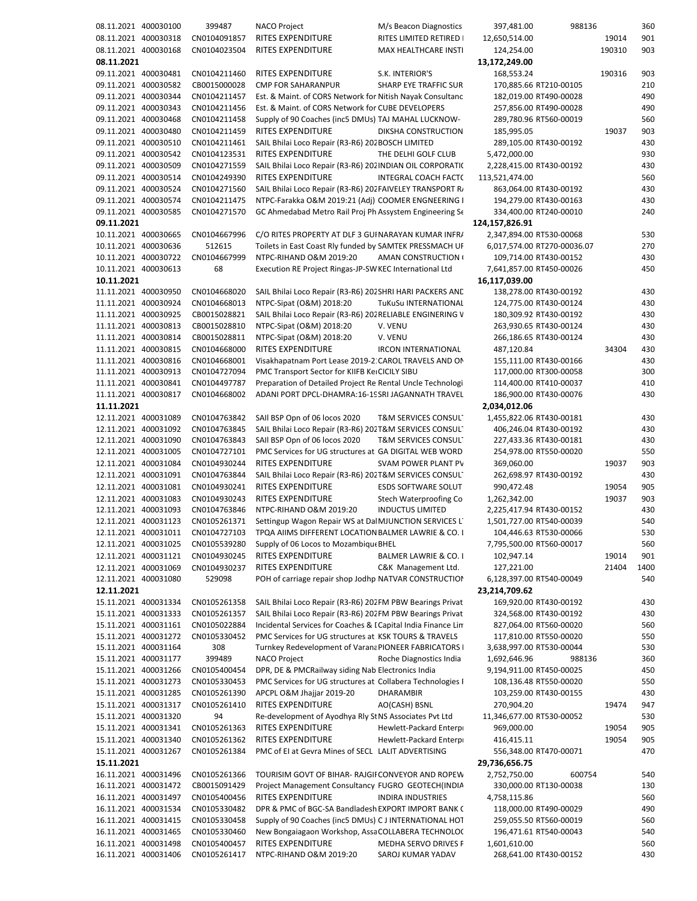| Date | Doc No | Ref No | Description | Party | Amount | Code | Code 2 | Unit |
|---|---|---|---|---|---|---|---|---|
| 08.11.2021 | 400030100 | 399487 | NACO Project | M/s Beacon Diagnostics | 397,481.00 | 988136 | | 360 |
| 08.11.2021 | 400030318 | CN0104091857 | RITES EXPENDITURE | RITES LIMITED RETIRED I | 12,650,514.00 | | 19014 | 901 |
| 08.11.2021 | 400030168 | CN0104023504 | RITES EXPENDITURE | MAX HEALTHCARE INSTI | 124,254.00 | | 190310 | 903 |
| **08.11.2021** | | | | | **13,172,249.00** | | | |
| 09.11.2021 | 400030481 | CN0104211460 | RITES EXPENDITURE | S.K. INTERIOR'S | 168,553.24 | | 190316 | 903 |
| 09.11.2021 | 400030582 | CB0015000028 | CMP FOR SAHARANPUR | SHARP EYE TRAFFIC SUR | 170,885.66 | RT210-00105 | | 210 |
| 09.11.2021 | 400030344 | CN0104211457 | Est. & Maint. of CORS Network for | Nitish Nayak Consultanc | 182,019.00 | RT490-00028 | | 490 |
| 09.11.2021 | 400030343 | CN0104211456 | Est. & Maint. of CORS Network for | CUBE DEVELOPERS | 257,856.00 | RT490-00028 | | 490 |
| 09.11.2021 | 400030468 | CN0104211458 | Supply of 90 Coaches (inc5 DMUs) | TAJ MAHAL LUCKNOW- | 289,780.96 | RT560-00019 | | 560 |
| 09.11.2021 | 400030480 | CN0104211459 | RITES EXPENDITURE | DIKSHA CONSTRUCTION | 185,995.05 | | 19037 | 903 |
| 09.11.2021 | 400030510 | CN0104211461 | SAIL Bhilai Loco Repair (R3-R6) 202 | BOSCH LIMITED | 289,105.00 | RT430-00192 | | 430 |
| 09.11.2021 | 400030542 | CN0104123531 | RITES EXPENDITURE | THE DELHI GOLF CLUB | 5,472,000.00 | | | 930 |
| 09.11.2021 | 400030509 | CN0104271559 | SAIL Bhilai Loco Repair (R3-R6) 202 | INDIAN OIL CORPORATI( | 2,228,415.00 | RT430-00192 | | 430 |
| 09.11.2021 | 400030514 | CN0104249390 | RITES EXPENDITURE | INTEGRAL COACH FACT( | 113,521,474.00 | | | 560 |
| 09.11.2021 | 400030524 | CN0104271560 | SAIL Bhilai Loco Repair (R3-R6) 202 | FAIVELEY TRANSPORT R/ | 863,064.00 | RT430-00192 | | 430 |
| 09.11.2021 | 400030574 | CN0104211475 | NTPC-Farakka O&M 2019:21 (Adj) | COOMER ENGNEERING I | 194,279.00 | RT430-00163 | | 430 |
| 09.11.2021 | 400030585 | CN0104271570 | GC Ahmedabad Metro Rail Proj Ph | Assystem Engineering Se | 334,400.00 | RT240-00010 | | 240 |
| **09.11.2021** | | | | | **124,157,826.91** | | | |
| 10.11.2021 | 400030665 | CN0104667996 | C/O RITES PROPERTY AT DLF 3 GUI | NARAYAN KUMAR INFR/ | 2,347,894.00 | RT530-00068 | | 530 |
| 10.11.2021 | 400030636 | 512615 | Toilets in East Coast Rly funded by | SAMTEK PRESSMACH UF | 6,017,574.00 | RT270-00036.07 | | 270 |
| 10.11.2021 | 400030722 | CN0104667999 | NTPC-RIHAND O&M 2019:20 | AMAN CONSTRUCTION ( | 109,714.00 | RT430-00152 | | 430 |
| 10.11.2021 | 400030613 | 68 | Execution RE Project Ringas-JP-SW | KEC International Ltd | 7,641,857.00 | RT450-00026 | | 450 |
| **10.11.2021** | | | | | **16,117,039.00** | | | |
| 11.11.2021 | 400030950 | CN0104668020 | SAIL Bhilai Loco Repair (R3-R6) 202 | SHRI HARI PACKERS AND | 138,278.00 | RT430-00192 | | 430 |
| 11.11.2021 | 400030924 | CN0104668013 | NTPC-Sipat (O&M) 2018:20 | TuKuSu INTERNATIONAL | 124,775.00 | RT430-00124 | | 430 |
| 11.11.2021 | 400030925 | CB0015028821 | SAIL Bhilai Loco Repair (R3-R6) 202 | RELIABLE ENGINERING V | 180,309.92 | RT430-00192 | | 430 |
| 11.11.2021 | 400030813 | CB0015028810 | NTPC-Sipat (O&M) 2018:20 | V. VENU | 263,930.65 | RT430-00124 | | 430 |
| 11.11.2021 | 400030814 | CB0015028811 | NTPC-Sipat (O&M) 2018:20 | V. VENU | 266,186.65 | RT430-00124 | | 430 |
| 11.11.2021 | 400030815 | CN0104668000 | RITES EXPENDITURE | IRCON INTERNATIONAL | 487,120.84 | | 34304 | 430 |
| 11.11.2021 | 400030816 | CN0104668001 | Visakhapatnam Port Lease 2019-2: | CAROL TRAVELS AND ON | 155,111.00 | RT430-00166 | | 430 |
| 11.11.2021 | 400030913 | CN0104727094 | PMC Transport Sector for KIIFB Ke | CICILY SIBU | 117,000.00 | RT300-00058 | | 300 |
| 11.11.2021 | 400030841 | CN0104497787 | Preparation of Detailed Project Re | Rental Uncle Technologi | 114,400.00 | RT410-00037 | | 410 |
| 11.11.2021 | 400030817 | CN0104668002 | ADANI PORT DPCL-DHAMRA:16-19 | SRI JAGANNATH TRAVEL | 186,900.00 | RT430-00076 | | 430 |
| **11.11.2021** | | | | | **2,034,012.06** | | | |
| 12.11.2021 | 400031089 | CN0104763842 | SAIl BSP Opn of 06 locos 2020 | T&M SERVICES CONSUL | 1,455,822.06 | RT430-00181 | | 430 |
| 12.11.2021 | 400031092 | CN0104763845 | SAIL Bhilai Loco Repair (R3-R6) 202 | T&M SERVICES CONSUL | 406,246.04 | RT430-00192 | | 430 |
| 12.11.2021 | 400031090 | CN0104763843 | SAIl BSP Opn of 06 locos 2020 | T&M SERVICES CONSUL | 227,433.36 | RT430-00181 | | 430 |
| 12.11.2021 | 400031005 | CN0104727101 | PMC Services for UG structures at | GA DIGITAL WEB WORD | 254,978.00 | RT550-00020 | | 550 |
| 12.11.2021 | 400031084 | CN0104930244 | RITES EXPENDITURE | SVAM POWER PLANT PV | 369,060.00 | | 19037 | 903 |
| 12.11.2021 | 400031091 | CN0104763844 | SAIL Bhilai Loco Repair (R3-R6) 202 | T&M SERVICES CONSUL | 262,698.97 | RT430-00192 | | 430 |
| 12.11.2021 | 400031081 | CN0104930241 | RITES EXPENDITURE | ESDS SOFTWARE SOLUT | 990,472.48 | | 19054 | 905 |
| 12.11.2021 | 400031083 | CN0104930243 | RITES EXPENDITURE | Stech Waterproofing Co | 1,262,342.00 | | 19037 | 903 |
| 12.11.2021 | 400031093 | CN0104763846 | NTPC-RIHAND O&M 2019:20 | INDUCTUS LIMITED | 2,225,417.94 | RT430-00152 | | 430 |
| 12.11.2021 | 400031123 | CN0105261371 | Settingup Wagon Repair WS at Dal | MJUNCTION SERVICES L | 1,501,727.00 | RT540-00039 | | 540 |
| 12.11.2021 | 400031011 | CN0104727103 | TPQA AIIMS DIFFERENT LOCATION | BALMER LAWRIE & CO. I | 104,446.63 | RT530-00066 | | 530 |
| 12.11.2021 | 400031025 | CN0105539280 | Supply of 06 Locos to Mozambique | BHEL | 7,795,500.00 | RT560-00017 | | 560 |
| 12.11.2021 | 400031121 | CN0104930245 | RITES EXPENDITURE | BALMER LAWRIE & CO. I | 102,947.14 | | 19014 | 901 |
| 12.11.2021 | 400031069 | CN0104930237 | RITES EXPENDITURE | C&K Management Ltd. | 127,221.00 | | 21404 | 1400 |
| 12.11.2021 | 400031080 | 529098 | POH of carriage repair shop Jodhp | NATVAR CONSTRUCTION | 6,128,397.00 | RT540-00049 | | 540 |
| **12.11.2021** | | | | | **23,214,709.62** | | | |
| 15.11.2021 | 400031334 | CN0105261358 | SAIL Bhilai Loco Repair (R3-R6) 202 | FM PBW Bearings Privat | 169,920.00 | RT430-00192 | | 430 |
| 15.11.2021 | 400031333 | CN0105261357 | SAIL Bhilai Loco Repair (R3-R6) 202 | FM PBW Bearings Privat | 324,568.00 | RT430-00192 | | 430 |
| 15.11.2021 | 400031161 | CN0105022884 | Incidental Services for Coaches & I | Capital India Finance Lim | 827,064.00 | RT560-00020 | | 560 |
| 15.11.2021 | 400031272 | CN0105330452 | PMC Services for UG structures at | KSK TOURS & TRAVELS | 117,810.00 | RT550-00020 | | 550 |
| 15.11.2021 | 400031164 | 308 | Turnkey Redevelopment of Varana | PIONEER FABRICATORS I | 3,638,997.00 | RT530-00044 | | 530 |
| 15.11.2021 | 400031177 | 399489 | NACO Project | Roche Diagnostics India | 1,692,646.96 | 988136 | | 360 |
| 15.11.2021 | 400031266 | CN0105400454 | DPR, DE & PMCRailway siding Nab | Electronics India | 9,194,911.00 | RT450-00025 | | 450 |
| 15.11.2021 | 400031273 | CN0105330453 | PMC Services for UG structures at | Collabera Technologies I | 108,136.48 | RT550-00020 | | 550 |
| 15.11.2021 | 400031285 | CN0105261390 | APCPL O&M Jhajjar 2019-20 | DHARAMBIR | 103,259.00 | RT430-00155 | | 430 |
| 15.11.2021 | 400031317 | CN0105261410 | RITES EXPENDITURE | AO(CASH) BSNL | 270,904.20 | | 19474 | 947 |
| 15.11.2021 | 400031320 | 94 | Re-development of Ayodhya Rly St | NS Associates Pvt Ltd | 11,346,677.00 | RT530-00052 | | 530 |
| 15.11.2021 | 400031341 | CN0105261363 | RITES EXPENDITURE | Hewlett-Packard Enterp | 969,000.00 | | 19054 | 905 |
| 15.11.2021 | 400031340 | CN0105261362 | RITES EXPENDITURE | Hewlett-Packard Enterp | 416,415.11 | | 19054 | 905 |
| 15.11.2021 | 400031267 | CN0105261384 | PMC of EI at Gevra Mines of SECL | LALIT ADVERTISING | 556,348.00 | RT470-00071 | | 470 |
| **15.11.2021** | | | | | **29,736,656.75** | | | |
| 16.11.2021 | 400031496 | CN0105261366 | TOURISIM GOVT OF BIHAR- RAJGIF | CONVEYOR AND ROPEW | 2,752,750.00 | 600754 | | 540 |
| 16.11.2021 | 400031472 | CB0015091429 | Project Management Consultancy | FUGRO GEOTECH(INDIA | 330,000.00 | RT130-00038 | | 130 |
| 16.11.2021 | 400031497 | CN0105400456 | RITES EXPENDITURE | INDIRA INDUSTRIES | 4,758,115.86 | | | 560 |
| 16.11.2021 | 400031534 | CN0105330482 | DPR & PMC of BGC-SA Bandladesh | EXPORT IMPORT BANK ( | 118,000.00 | RT490-00029 | | 490 |
| 16.11.2021 | 400031415 | CN0105330458 | Supply of 90 Coaches (inc5 DMUs) | C J INTERNATIONAL HOT | 259,055.50 | RT560-00019 | | 560 |
| 16.11.2021 | 400031465 | CN0105330460 | New Bongaigaon Workshop, Assa | COLLABERA TECHNOLOG | 196,471.61 | RT540-00043 | | 540 |
| 16.11.2021 | 400031498 | CN0105400457 | RITES EXPENDITURE | MEDHA SERVO DRIVES F | 1,601,610.00 | | | 560 |
| 16.11.2021 | 400031406 | CN0105261417 | NTPC-RIHAND O&M 2019:20 | SAROJ KUMAR YADAV | 268,641.00 | RT430-00152 | | 430 |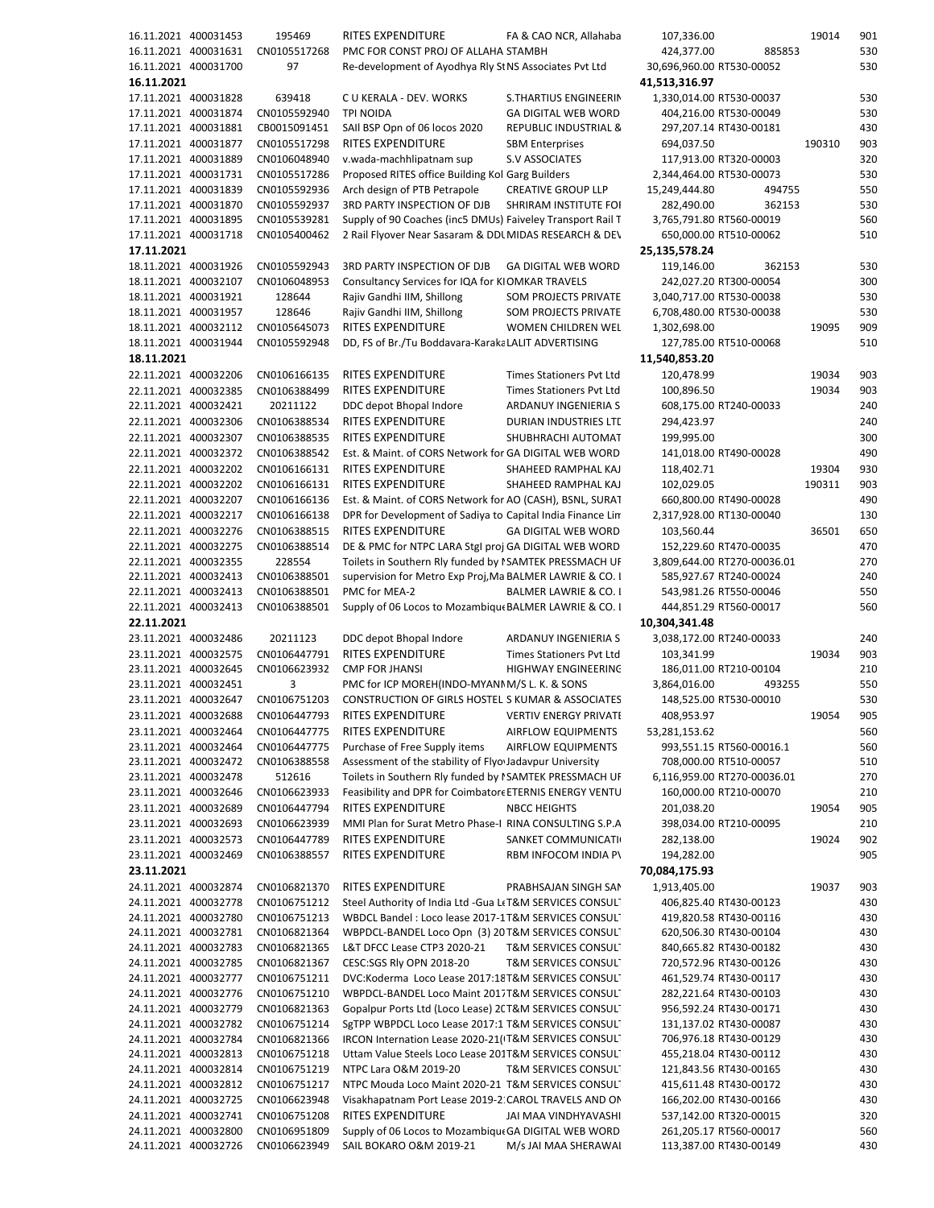| | | | | | | | | |
|---|---|---|---|---|---|---|---|---|
| 16.11.2021 | 400031453 | 195469 | RITES EXPENDITURE | FA & CAO NCR, Allahaba | 107,336.00 | | 19014 | 901 |
| 16.11.2021 | 400031631 | CN0105517268 | PMC FOR CONST PROJ OF ALLAHA | STAMBH | 424,377.00 | 885853 | | 530 |
| 16.11.2021 | 400031700 | 97 | Re-development of Ayodhya Rly St | NS Associates Pvt Ltd | 30,696,960.00 | RT530-00052 | | 530 |
| **16.11.2021** | | | | | **41,513,316.97** | | | |
| 17.11.2021 | 400031828 | 639418 | C U KERALA - DEV. WORKS | S.THARTIUS ENGINEERIN | 1,330,014.00 | RT530-00037 | | 530 |
| 17.11.2021 | 400031874 | CN0105592940 | TPI NOIDA | GA DIGITAL WEB WORD | 404,216.00 | RT530-00049 | | 530 |
| 17.11.2021 | 400031881 | CB0015091451 | SAIl BSP Opn of 06 locos 2020 | REPUBLIC INDUSTRIAL & | 297,207.14 | RT430-00181 | | 430 |
| 17.11.2021 | 400031877 | CN0105517298 | RITES EXPENDITURE | SBM Enterprises | 694,037.50 | | 190310 | 903 |
| 17.11.2021 | 400031889 | CN0106048940 | v.wada-machhlipatnam sup | S.V ASSOCIATES | 117,913.00 | RT320-00003 | | 320 |
| 17.11.2021 | 400031731 | CN0105517286 | Proposed RITES office Building Kol | Garg Builders | 2,344,464.00 | RT530-00073 | | 530 |
| 17.11.2021 | 400031839 | CN0105592936 | Arch design of PTB Petrapole | CREATIVE GROUP LLP | 15,249,444.80 | 494755 | | 550 |
| 17.11.2021 | 400031870 | CN0105592937 | 3RD PARTY INSPECTION OF DJB | SHRIRAM INSTITUTE FOI | 282,490.00 | 362153 | | 530 |
| 17.11.2021 | 400031895 | CN0105539281 | Supply of 90 Coaches (inc5 DMUs) | Faiveley Transport Rail T | 3,765,791.80 | RT560-00019 | | 560 |
| 17.11.2021 | 400031718 | CN0105400462 | 2 Rail Flyover Near Sasaram & DDU | MIDAS RESEARCH & DEV | 650,000.00 | RT510-00062 | | 510 |
| **17.11.2021** | | | | | **25,135,578.24** | | | |
| 18.11.2021 | 400031926 | CN0105592943 | 3RD PARTY INSPECTION OF DJB | GA DIGITAL WEB WORD | 119,146.00 | 362153 | | 530 |
| 18.11.2021 | 400032107 | CN0106048953 | Consultancy Services for IQA for KI | OMKAR TRAVELS | 242,027.20 | RT300-00054 | | 300 |
| 18.11.2021 | 400031921 | 128644 | Rajiv Gandhi IIM, Shillong | SOM PROJECTS PRIVATE | 3,040,717.00 | RT530-00038 | | 530 |
| 18.11.2021 | 400031957 | 128646 | Rajiv Gandhi IIM, Shillong | SOM PROJECTS PRIVATE | 6,708,480.00 | RT530-00038 | | 530 |
| 18.11.2021 | 400032112 | CN0105645073 | RITES EXPENDITURE | WOMEN CHILDREN WEL | 1,302,698.00 | | 19095 | 909 |
| 18.11.2021 | 400031944 | CN0105592948 | DD, FS of Br./Tu Boddavara-Karaka | LALIT ADVERTISING | 127,785.00 | RT510-00068 | | 510 |
| **18.11.2021** | | | | | **11,540,853.20** | | | |
| 22.11.2021 | 400032206 | CN0106166135 | RITES EXPENDITURE | Times Stationers Pvt Ltd | 120,478.99 | | 19034 | 903 |
| 22.11.2021 | 400032385 | CN0106388499 | RITES EXPENDITURE | Times Stationers Pvt Ltd | 100,896.50 | | 19034 | 903 |
| 22.11.2021 | 400032421 | 20211122 | DDC depot Bhopal Indore | ARDANUY INGENIERIA S | 608,175.00 | RT240-00033 | | 240 |
| 22.11.2021 | 400032306 | CN0106388534 | RITES EXPENDITURE | DURIAN INDUSTRIES LTD | 294,423.97 | | | 240 |
| 22.11.2021 | 400032307 | CN0106388535 | RITES EXPENDITURE | SHUBHRACHI AUTOMAT | 199,995.00 | | | 300 |
| 22.11.2021 | 400032372 | CN0106388542 | Est. & Maint. of CORS Network for | GA DIGITAL WEB WORD | 141,018.00 | RT490-00028 | | 490 |
| 22.11.2021 | 400032202 | CN0106166131 | RITES EXPENDITURE | SHAHEED RAMPHAL KAJ | 118,402.71 | | 19304 | 930 |
| 22.11.2021 | 400032202 | CN0106166131 | RITES EXPENDITURE | SHAHEED RAMPHAL KAJ | 102,029.05 | | 190311 | 903 |
| 22.11.2021 | 400032207 | CN0106166136 | Est. & Maint. of CORS Network for | AO (CASH), BSNL, SURAT | 660,800.00 | RT490-00028 | | 490 |
| 22.11.2021 | 400032217 | CN0106166138 | DPR for Development of Sadiya to | Capital India Finance Lim | 2,317,928.00 | RT130-00040 | | 130 |
| 22.11.2021 | 400032276 | CN0106388515 | RITES EXPENDITURE | GA DIGITAL WEB WORD | 103,560.44 | | 36501 | 650 |
| 22.11.2021 | 400032275 | CN0106388514 | DE & PMC for NTPC LARA Stgl proj | GA DIGITAL WEB WORD | 152,229.60 | RT470-00035 | | 470 |
| 22.11.2021 | 400032355 | 228554 | Toilets in Southern Rly funded by I | SAMTEK PRESSMACH UF | 3,809,644.00 | RT270-00036.01 | | 270 |
| 22.11.2021 | 400032413 | CN0106388501 | supervision for Metro Exp Proj,Ma | BALMER LAWRIE & CO. I | 585,927.67 | RT240-00024 | | 240 |
| 22.11.2021 | 400032413 | CN0106388501 | PMC for MEA-2 | BALMER LAWRIE & CO. I | 543,981.26 | RT550-00046 | | 550 |
| 22.11.2021 | 400032413 | CN0106388501 | Supply of 06 Locos to Mozambique | BALMER LAWRIE & CO. I | 444,851.29 | RT560-00017 | | 560 |
| **22.11.2021** | | | | | **10,304,341.48** | | | |
| 23.11.2021 | 400032486 | 20211123 | DDC depot Bhopal Indore | ARDANUY INGENIERIA S | 3,038,172.00 | RT240-00033 | | 240 |
| 23.11.2021 | 400032575 | CN0106447791 | RITES EXPENDITURE | Times Stationers Pvt Ltd | 103,341.99 | | 19034 | 903 |
| 23.11.2021 | 400032645 | CN0106623932 | CMP FOR JHANSI | HIGHWAY ENGINEERING | 186,011.00 | RT210-00104 | | 210 |
| 23.11.2021 | 400032451 | 3 | PMC for ICP MOREH(INDO-MYANM | M/S L. K. & SONS | 3,864,016.00 | 493255 | | 550 |
| 23.11.2021 | 400032647 | CN0106751203 | CONSTRUCTION OF GIRLS HOSTEL | S KUMAR & ASSOCIATES | 148,525.00 | RT530-00010 | | 530 |
| 23.11.2021 | 400032688 | CN0106447793 | RITES EXPENDITURE | VERTIV ENERGY PRIVATE | 408,953.97 | | 19054 | 905 |
| 23.11.2021 | 400032464 | CN0106447775 | RITES EXPENDITURE | AIRFLOW EQUIPMENTS | 53,281,153.62 | | | 560 |
| 23.11.2021 | 400032464 | CN0106447775 | Purchase of Free Supply items | AIRFLOW EQUIPMENTS | 993,551.15 | RT560-00016.1 | | 560 |
| 23.11.2021 | 400032472 | CN0106388558 | Assessment of the stability of Flyo | Jadavpur University | 708,000.00 | RT510-00057 | | 510 |
| 23.11.2021 | 400032478 | 512616 | Toilets in Southern Rly funded by I | SAMTEK PRESSMACH UF | 6,116,959.00 | RT270-00036.01 | | 270 |
| 23.11.2021 | 400032646 | CN0106623933 | Feasibility and DPR for Coimbatore | ETERNIS ENERGY VENTU | 160,000.00 | RT210-00070 | | 210 |
| 23.11.2021 | 400032689 | CN0106447794 | RITES EXPENDITURE | NBCC HEIGHTS | 201,038.20 | | 19054 | 905 |
| 23.11.2021 | 400032693 | CN0106623939 | MMI Plan for Surat Metro Phase-I | RINA CONSULTING S.P.A | 398,034.00 | RT210-00095 | | 210 |
| 23.11.2021 | 400032573 | CN0106447789 | RITES EXPENDITURE | SANKET COMMUNICATI | 282,138.00 | | 19024 | 902 |
| 23.11.2021 | 400032469 | CN0106388557 | RITES EXPENDITURE | RBM INFOCOM INDIA P\ | 194,282.00 | | | 905 |
| **23.11.2021** | | | | | **70,084,175.93** | | | |
| 24.11.2021 | 400032874 | CN0106821370 | RITES EXPENDITURE | PRABHSAJAN SINGH SAN | 1,913,405.00 | | 19037 | 903 |
| 24.11.2021 | 400032778 | CN0106751212 | Steel Authority of India Ltd -Gua Le | T&M SERVICES CONSULT | 406,825.40 | RT430-00123 | | 430 |
| 24.11.2021 | 400032780 | CN0106751213 | WBDCL Bandel : Loco lease 2017-1 | T&M SERVICES CONSULT | 419,820.58 | RT430-00116 | | 430 |
| 24.11.2021 | 400032781 | CN0106821364 | WBPDCL-BANDEL Loco Opn (3) 20 | T&M SERVICES CONSULT | 620,506.30 | RT430-00104 | | 430 |
| 24.11.2021 | 400032783 | CN0106821365 | L&T DFCC Lease CTP3 2020-21 | T&M SERVICES CONSULT | 840,665.82 | RT430-00182 | | 430 |
| 24.11.2021 | 400032785 | CN0106821367 | CESC:SGS Rly OPN 2018-20 | T&M SERVICES CONSULT | 720,572.96 | RT430-00126 | | 430 |
| 24.11.2021 | 400032777 | CN0106751211 | DVC:Koderma Loco Lease 2017:18 | T&M SERVICES CONSULT | 461,529.74 | RT430-00117 | | 430 |
| 24.11.2021 | 400032776 | CN0106751210 | WBPDCL-BANDEL Loco Maint 2017 | T&M SERVICES CONSULT | 282,221.64 | RT430-00103 | | 430 |
| 24.11.2021 | 400032779 | CN0106821363 | Gopalpur Ports Ltd (Loco Lease) 20 | T&M SERVICES CONSULT | 956,592.24 | RT430-00171 | | 430 |
| 24.11.2021 | 400032782 | CN0106751214 | SgTPP WBPDCL Loco Lease 2017:1 | T&M SERVICES CONSULT | 131,137.02 | RT430-00087 | | 430 |
| 24.11.2021 | 400032784 | CN0106821366 | IRCON Internation Lease 2020-21( | T&M SERVICES CONSULT | 706,976.18 | RT430-00129 | | 430 |
| 24.11.2021 | 400032813 | CN0106751218 | Uttam Value Steels Loco Lease 201 | T&M SERVICES CONSULT | 455,218.04 | RT430-00112 | | 430 |
| 24.11.2021 | 400032814 | CN0106751219 | NTPC Lara O&M 2019-20 | T&M SERVICES CONSULT | 121,843.56 | RT430-00165 | | 430 |
| 24.11.2021 | 400032812 | CN0106751217 | NTPC Mouda Loco Maint 2020-21 | T&M SERVICES CONSULT | 415,611.48 | RT430-00172 | | 430 |
| 24.11.2021 | 400032725 | CN0106623948 | Visakhapatnam Port Lease 2019-2 | CAROL TRAVELS AND ON | 166,202.00 | RT430-00166 | | 430 |
| 24.11.2021 | 400032741 | CN0106751208 | RITES EXPENDITURE | JAI MAA VINDHYAVASHI | 537,142.00 | RT320-00015 | | 320 |
| 24.11.2021 | 400032800 | CN0106951809 | Supply of 06 Locos to Mozambique | GA DIGITAL WEB WORD | 261,205.17 | RT560-00017 | | 560 |
| 24.11.2021 | 400032726 | CN0106623949 | SAIL BOKARO O&M 2019-21 | M/s JAI MAA SHERAWAI | 113,387.00 | RT430-00149 | | 430 |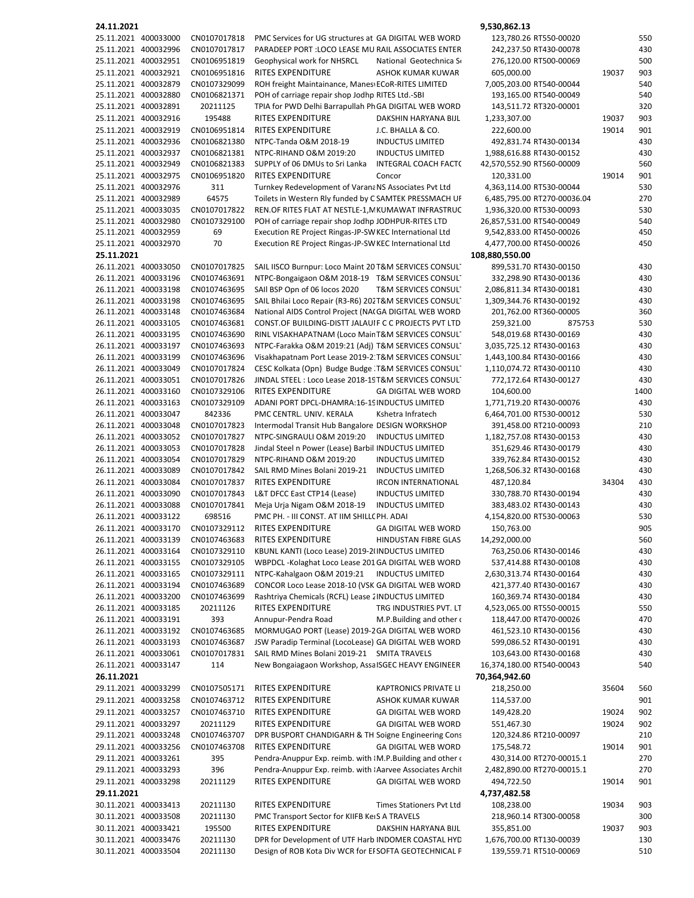| | | | | | | | | |
|---|---|---|---|---|---|---|---|---|
| **24.11.2021** | | | | | **9,530,862.13** | | | |
| 25.11.2021 | 400033000 | CN0107017818 | PMC Services for UG structures at | GA DIGITAL WEB WORD | 123,780.26 | RT550-00020 | | 550 |
| 25.11.2021 | 400032996 | CN0107017817 | PARADEEP PORT :LOCO LEASE MU | RAIL ASSOCIATES ENTER | 242,237.50 | RT430-00078 | | 430 |
| 25.11.2021 | 400032951 | CN0106951819 | Geophysical work for NHSRCL | National Geotechnica S | 276,120.00 | RT500-00069 | | 500 |
| 25.11.2021 | 400032921 | CN0106951816 | RITES EXPENDITURE | ASHOK KUMAR KUWAR | 605,000.00 | | 19037 | 903 |
| 25.11.2021 | 400032879 | CN0107329099 | ROH freight Maintainance, Manes | ECoR-RITES LIMITED | 7,005,203.00 | RT540-00044 | | 540 |
| 25.11.2021 | 400032880 | CN0106821371 | POH of carriage repair shop Jodhp | RITES Ltd.-SBI | 193,165.00 | RT540-00049 | | 540 |
| 25.11.2021 | 400032891 | 20211125 | TPIA for PWD Delhi Barrapullah Ph | GA DIGITAL WEB WORD | 143,511.72 | RT320-00001 | | 320 |
| 25.11.2021 | 400032916 | 195488 | RITES EXPENDITURE | DAKSHIN HARYANA BIJL | 1,233,307.00 | | 19037 | 903 |
| 25.11.2021 | 400032919 | CN0106951814 | RITES EXPENDITURE | J.C. BHALLA & CO. | 222,600.00 | | 19014 | 901 |
| 25.11.2021 | 400032936 | CN0106821380 | NTPC-Tanda O&M 2018-19 | INDUCTUS LIMITED | 492,831.74 | RT430-00134 | | 430 |
| 25.11.2021 | 400032937 | CN0106821381 | NTPC-RIHAND O&M 2019:20 | INDUCTUS LIMITED | 1,988,616.88 | RT430-00152 | | 430 |
| 25.11.2021 | 400032949 | CN0106821383 | SUPPLY of 06 DMUs to Sri Lanka | INTEGRAL COACH FACT( | 42,570,552.90 | RT560-00009 | | 560 |
| 25.11.2021 | 400032975 | CN0106951820 | RITES EXPENDITURE | Concor | 120,331.00 | | 19014 | 901 |
| 25.11.2021 | 400032976 | 311 | Turnkey Redevelopment of Varana | NS Associates Pvt Ltd | 4,363,114.00 | RT530-00044 | | 530 |
| 25.11.2021 | 400032989 | 64575 | Toilets in Western Rly funded by C | SAMTEK PRESSMACH UF | 6,485,795.00 | RT270-00036.04 | | 270 |
| 25.11.2021 | 400033035 | CN0107017822 | REN.OF RITES FLAT AT NESTLE-1,M | KUMAWAT INFRASTRUC | 1,936,320.00 | RT530-00093 | | 530 |
| 25.11.2021 | 400032980 | CN0107329100 | POH of carriage repair shop Jodhp | JODHPUR-RITES LTD | 26,857,531.00 | RT540-00049 | | 540 |
| 25.11.2021 | 400032959 | 69 | Execution RE Project Ringas-JP-SW | KEC International Ltd | 9,542,833.00 | RT450-00026 | | 450 |
| 25.11.2021 | 400032970 | 70 | Execution RE Project Ringas-JP-SW | KEC International Ltd | 4,477,700.00 | RT450-00026 | | 450 |
| **25.11.2021** | | | | | **108,880,550.00** | | | |
| 26.11.2021 | 400033050 | CN0107017825 | SAIL IISCO Burnpur: Loco Maint 20 | T&M SERVICES CONSUL | 899,531.70 | RT430-00150 | | 430 |
| 26.11.2021 | 400033196 | CN0107463691 | NTPC-Bongaigaon O&M 2018-19 | T&M SERVICES CONSUL | 332,298.90 | RT430-00136 | | 430 |
| 26.11.2021 | 400033198 | CN0107463695 | SAIl BSP Opn of 06 locos 2020 | T&M SERVICES CONSUL | 2,086,811.34 | RT430-00181 | | 430 |
| 26.11.2021 | 400033198 | CN0107463695 | SAIL Bhilai Loco Repair (R3-R6) 202 | T&M SERVICES CONSUL | 1,309,344.76 | RT430-00192 | | 430 |
| 26.11.2021 | 400033148 | CN0107463684 | National AIDS Control Project (NA( | GA DIGITAL WEB WORD | 201,762.00 | RT360-00005 | | 360 |
| 26.11.2021 | 400033105 | CN0107463681 | CONST.OF BUILDING-DISTT JALAUI | F C C PROJECTS PVT LTD | 259,321.00 | 875753 | | 530 |
| 26.11.2021 | 400033195 | CN0107463690 | RINL VISAKHAPATNAM (Loco Main | T&M SERVICES CONSUL | 548,019.68 | RT430-00169 | | 430 |
| 26.11.2021 | 400033197 | CN0107463693 | NTPC-Farakka O&M 2019:21 (Adj) | T&M SERVICES CONSUL | 3,035,725.12 | RT430-00163 | | 430 |
| 26.11.2021 | 400033199 | CN0107463696 | Visakhapatnam Port Lease 2019-2 | T&M SERVICES CONSUL | 1,443,100.84 | RT430-00166 | | 430 |
| 26.11.2021 | 400033049 | CN0107017824 | CESC Kolkata (Opn) Budge Budge | T&M SERVICES CONSUL | 1,110,074.72 | RT430-00110 | | 430 |
| 26.11.2021 | 400033051 | CN0107017826 | JINDAL STEEL : Loco Lease 2018-19 | T&M SERVICES CONSUL | 772,172.64 | RT430-00127 | | 430 |
| 26.11.2021 | 400033160 | CN0107329106 | RITES EXPENDITURE | GA DIGITAL WEB WORD | 104,600.00 | | | 1400 |
| 26.11.2021 | 400033163 | CN0107329109 | ADANI PORT DPCL-DHAMRA:16-19 | INDUCTUS LIMITED | 1,771,719.20 | RT430-00076 | | 430 |
| 26.11.2021 | 400033047 | 842336 | PMC CENTRL. UNIV. KERALA | Kshetra Infratech | 6,464,701.00 | RT530-00012 | | 530 |
| 26.11.2021 | 400033048 | CN0107017823 | Intermodal Transit Hub Bangalore | DESIGN WORKSHOP | 391,458.00 | RT210-00093 | | 210 |
| 26.11.2021 | 400033052 | CN0107017827 | NTPC-SINGRAULI O&M 2019:20 | INDUCTUS LIMITED | 1,182,757.08 | RT430-00153 | | 430 |
| 26.11.2021 | 400033053 | CN0107017828 | Jindal Steel n Power (Lease) Barbil | INDUCTUS LIMITED | 351,629.46 | RT430-00179 | | 430 |
| 26.11.2021 | 400033054 | CN0107017829 | NTPC-RIHAND O&M 2019:20 | INDUCTUS LIMITED | 339,762.84 | RT430-00152 | | 430 |
| 26.11.2021 | 400033089 | CN0107017842 | SAIL RMD Mines Bolani 2019-21 | INDUCTUS LIMITED | 1,268,506.32 | RT430-00168 | | 430 |
| 26.11.2021 | 400033084 | CN0107017837 | RITES EXPENDITURE | IRCON INTERNATIONAL | 487,120.84 | | 34304 | 430 |
| 26.11.2021 | 400033090 | CN0107017843 | L&T DFCC East CTP14 (Lease) | INDUCTUS LIMITED | 330,788.70 | RT430-00194 | | 430 |
| 26.11.2021 | 400033088 | CN0107017841 | Meja Urja Nigam O&M 2018-19 | INDUCTUS LIMITED | 383,483.02 | RT430-00143 | | 430 |
| 26.11.2021 | 400033122 | 698516 | PMC PH. - III CONST. AT IIM SHILL( | PH. ADAI | 4,154,820.00 | RT530-00063 | | 530 |
| 26.11.2021 | 400033170 | CN0107329112 | RITES EXPENDITURE | GA DIGITAL WEB WORD | 150,763.00 | | | 905 |
| 26.11.2021 | 400033139 | CN0107463683 | RITES EXPENDITURE | HINDUSTAN FIBRE GLAS | 14,292,000.00 | | | 560 |
| 26.11.2021 | 400033164 | CN0107329110 | KBUNL KANTI (Loco Lease) 2019-2( | INDUCTUS LIMITED | 763,250.06 | RT430-00146 | | 430 |
| 26.11.2021 | 400033155 | CN0107329105 | WBPDCL -Kolaghat Loco Lease 201 | GA DIGITAL WEB WORD | 537,414.88 | RT430-00108 | | 430 |
| 26.11.2021 | 400033165 | CN0107329111 | NTPC-Kahalgaon O&M 2019:21 | INDUCTUS LIMITED | 2,630,313.74 | RT430-00164 | | 430 |
| 26.11.2021 | 400033194 | CN0107463689 | CONCOR Loco Lease 2018-10 (VSK | GA DIGITAL WEB WORD | 421,377.40 | RT430-00167 | | 430 |
| 26.11.2021 | 400033200 | CN0107463699 | Rashtriya Chemicals (RCFL) Lease 2 | INDUCTUS LIMITED | 160,369.74 | RT430-00184 | | 430 |
| 26.11.2021 | 400033185 | 20211126 | RITES EXPENDITURE | TRG INDUSTRIES PVT. LT | 4,523,065.00 | RT550-00015 | | 550 |
| 26.11.2021 | 400033191 | 393 | Annupur-Pendra Road | M.P.Building and other ( | 118,447.00 | RT470-00026 | | 470 |
| 26.11.2021 | 400033192 | CN0107463685 | MORMUGAO PORT (Lease) 2019-2 | GA DIGITAL WEB WORD | 461,523.10 | RT430-00156 | | 430 |
| 26.11.2021 | 400033193 | CN0107463687 | JSW Paradip Terminal (LocoLease) | GA DIGITAL WEB WORD | 599,086.52 | RT430-00191 | | 430 |
| 26.11.2021 | 400033061 | CN0107017831 | SAIL RMD Mines Bolani 2019-21 | SMITA TRAVELS | 103,643.00 | RT430-00168 | | 430 |
| 26.11.2021 | 400033147 | 114 | New Bongaiagaon Workshop, Assa | ISGEC HEAVY ENGINEER | 16,374,180.00 | RT540-00043 | | 540 |
| **26.11.2021** | | | | | **70,364,942.60** | | | |
| 29.11.2021 | 400033299 | CN0107505171 | RITES EXPENDITURE | KAPTRONICS PRIVATE LI | 218,250.00 | | 35604 | 560 |
| 29.11.2021 | 400033258 | CN0107463712 | RITES EXPENDITURE | ASHOK KUMAR KUWAR | 114,537.00 | | | 901 |
| 29.11.2021 | 400033257 | CN0107463710 | RITES EXPENDITURE | GA DIGITAL WEB WORD | 149,428.20 | | 19024 | 902 |
| 29.11.2021 | 400033297 | 20211129 | RITES EXPENDITURE | GA DIGITAL WEB WORD | 551,467.30 | | 19024 | 902 |
| 29.11.2021 | 400033248 | CN0107463707 | DPR BUSPORT CHANDIGARH & TH | Soigne Engineering Cons | 120,324.86 | RT210-00097 | | 210 |
| 29.11.2021 | 400033256 | CN0107463708 | RITES EXPENDITURE | GA DIGITAL WEB WORD | 175,548.72 | | 19014 | 901 |
| 29.11.2021 | 400033261 | 395 | Pendra-Anuppur Exp. reimb. with | M.P.Building and other ( | 430,314.00 | RT270-00015.1 | | 270 |
| 29.11.2021 | 400033293 | 396 | Pendra-Anuppur Exp. reimb. with | Aarvee Associates Archi | 2,482,890.00 | RT270-00015.1 | | 270 |
| 29.11.2021 | 400033298 | 20211129 | RITES EXPENDITURE | GA DIGITAL WEB WORD | 494,722.50 | | 19014 | 901 |
| **29.11.2021** | | | | | **4,737,482.58** | | | |
| 30.11.2021 | 400033413 | 20211130 | RITES EXPENDITURE | Times Stationers Pvt Ltd | 108,238.00 | | 19034 | 903 |
| 30.11.2021 | 400033508 | 20211130 | PMC Transport Sector for KIIFB Ke | S A TRAVELS | 218,960.14 | RT300-00058 | | 300 |
| 30.11.2021 | 400033421 | 195500 | RITES EXPENDITURE | DAKSHIN HARYANA BIJL | 355,851.00 | | 19037 | 903 |
| 30.11.2021 | 400033476 | 20211130 | DPR for Development of UTF Harb | INDOMER COASTAL HYD | 1,676,700.00 | RT130-00039 | | 130 |
| 30.11.2021 | 400033504 | 20211130 | Design of ROB Kota Div WCR for E | SOFTA GEOTECHNICAL F | 139,559.71 | RT510-00069 | | 510 |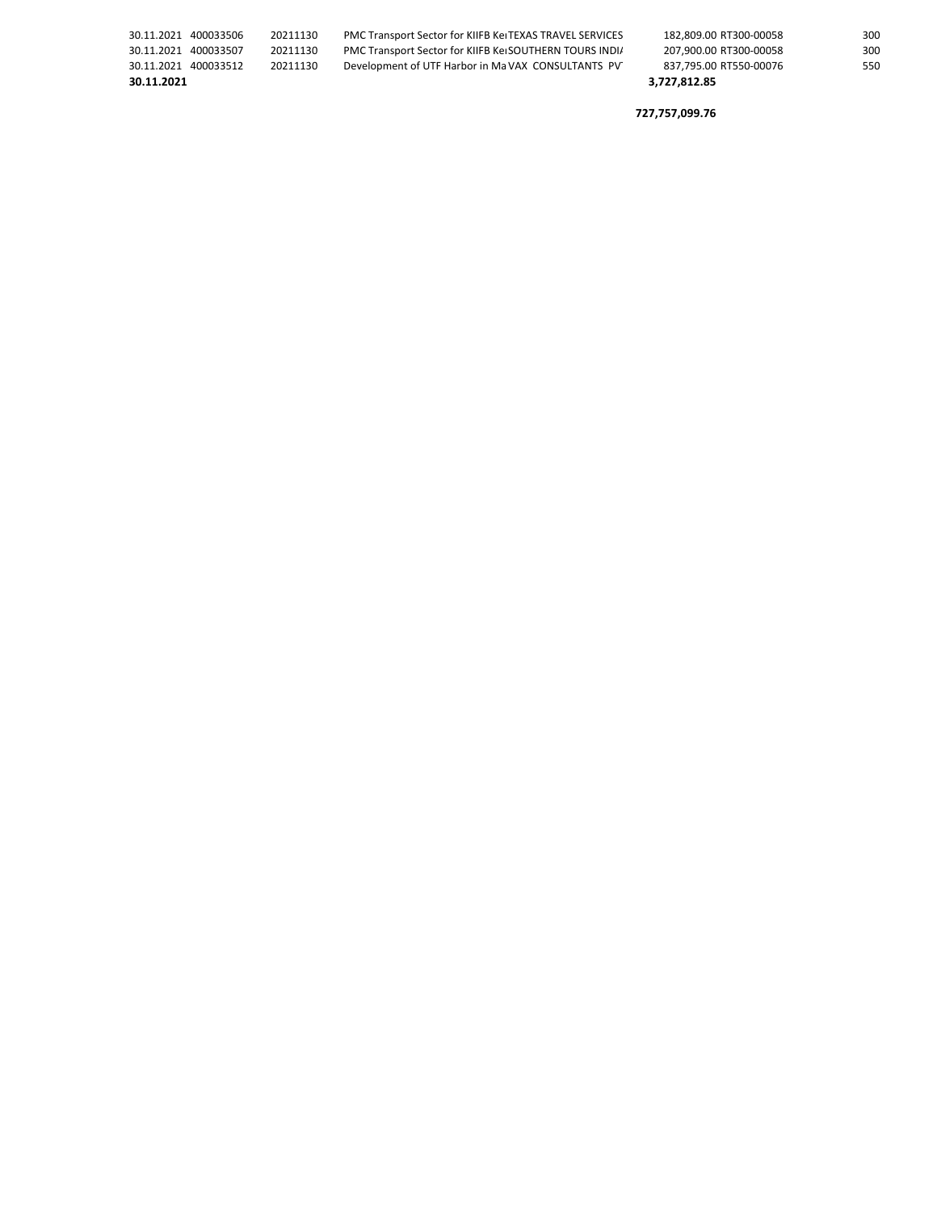| | | | | | | | |
|---|---|---|---|---|---|---|---|
| 30.11.2021 | 400033506 | 20211130 | PMC Transport Sector for KIIFB Ke | TEXAS TRAVEL SERVICES | 182,809.00 | RT300-00058 | 300 |
| 30.11.2021 | 400033507 | 20211130 | PMC Transport Sector for KIIFB Ke | SOUTHERN TOURS INDIA | 207,900.00 | RT300-00058 | 300 |
| 30.11.2021 | 400033512 | 20211130 | Development of UTF Harbor in Ma | VAX CONSULTANTS PV | 837,795.00 | RT550-00076 | 550 |
| **30.11.2021** | | | | | **3,727,812.85** | | |
| | | | | | **727,757,099.76** | | |